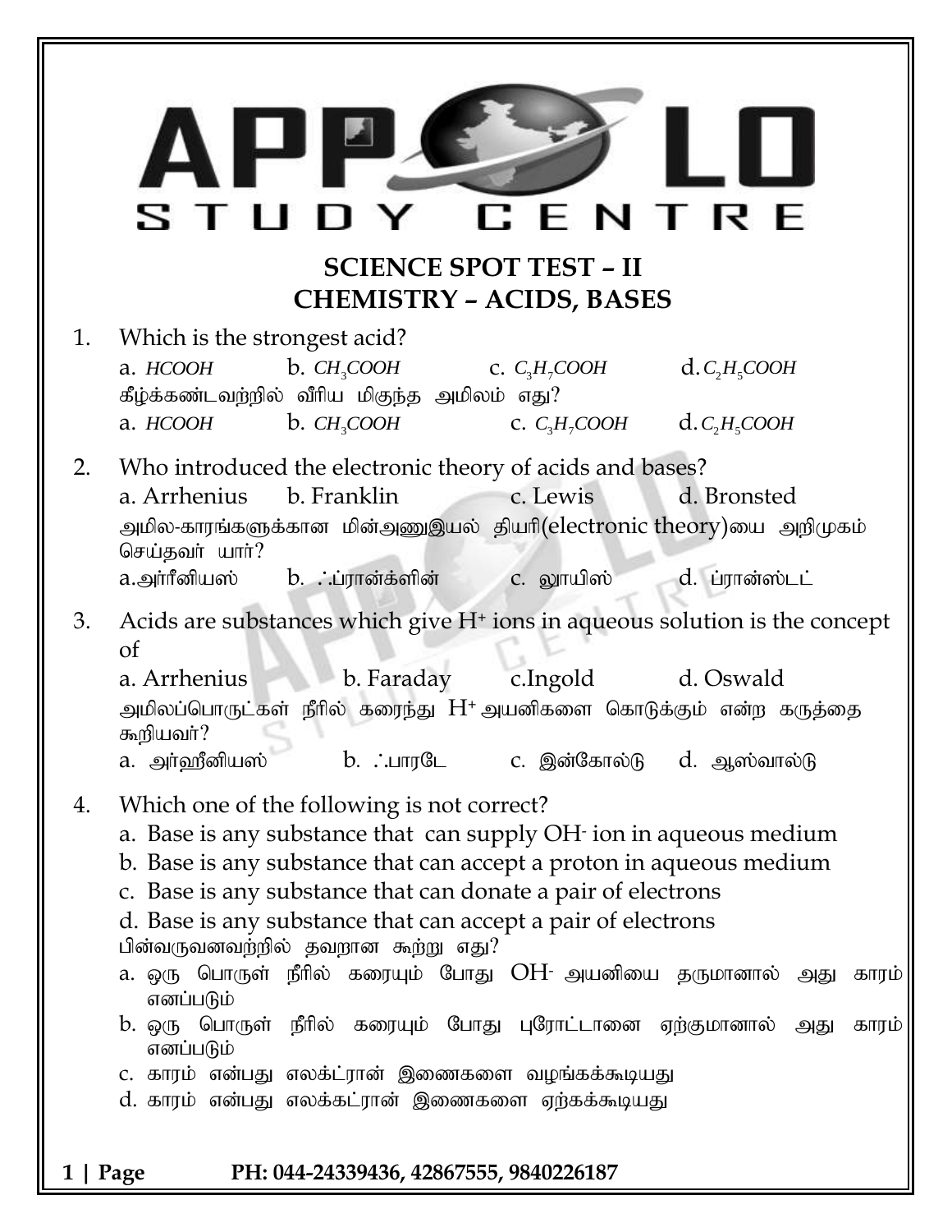# APPOLO STUDY CENTRE

## SCIENCE SPOT TEST – II
## CHEMISTRY – ACIDS, BASES

1. Which is the strongest acid?

   a. $HCOOH$ b. $CH_3COOH$ c. $C_3H_7COOH$ d. $C_2H_5COOH$

   கீழ்க்கண்டவற்றில் வீரிய மிகுந்த அமிலம் எது?

   a. $HCOOH$ b. $CH_3COOH$ c. $C_3H_7COOH$ d. $C_2H_5COOH$

2. Who introduced the electronic theory of acids and bases?

   a. Arrhenius b. Franklin c. Lewis d. Bronsted

   அமில-காரங்களுக்கான மின்அணுஇயல் தியரி(electronic theory)யை அறிமுகம் செய்தவர் யார்?

   a. அர்ரீனியஸ் b. ∴ப்ரான்க்ளின் c. லூயிஸ் d. ப்ரான்ஸ்டட்

3. Acids are substances which give $H^+$ ions in aqueous solution is the concept of

   a. Arrhenius b. Faraday c. Ingold d. Oswald

   அமிலப்பொருட்கள் நீரில் கரைந்து $H^+$ அயனிகளை கொடுக்கும் என்ற கருத்தை கூறியவர்?

   a. அர்ஹீனியஸ் b. ∴பாரடே c. இன்கோல்டு d. ஆஸ்வால்டு

4. Which one of the following is not correct?

   a. Base is any substance that can supply $OH^-$ ion in aqueous medium
   b. Base is any substance that can accept a proton in aqueous medium
   c. Base is any substance that can donate a pair of electrons
   d. Base is any substance that can accept a pair of electrons

   பின்வருவனவற்றில் தவறான கூற்று எது?

   a. ஒரு பொருள் நீரில் கரையும் போது $OH^-$ அயனியை தருமானால் அது காரம் எனப்படும்
   b. ஒரு பொருள் நீரில் கரையும் போது புரோட்டானை ஏற்குமானால் அது காரம் எனப்படும்
   c. காரம் என்பது எலக்ட்ரான் இணைகளை வழங்கக்கூடியது
   d. காரம் என்பது எலக்கட்ரான் இணைகளை ஏற்கக்கூடியது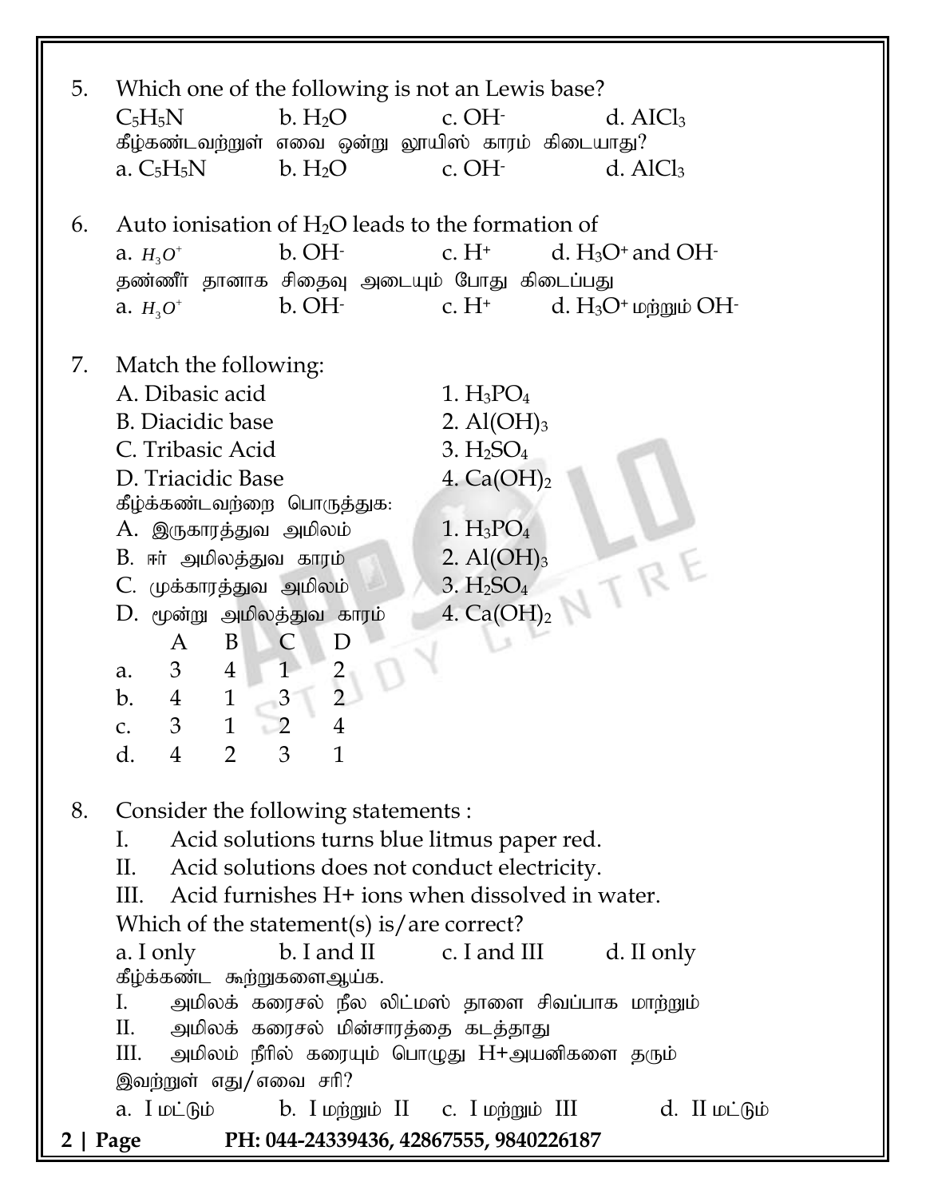5. Which one of the following is not an Lewis base?
   $C_5H_5N$ b. $H_2O$ c. $OH^-$ d. $AlCl_3$
   கீழ்கண்டவற்றுள் எவை ஒன்று லூயிஸ் காரம் கிடையாது?
   a. $C_5H_5N$ b. $H_2O$ c. $OH^-$ d. $AlCl_3$

6. Auto ionisation of $H_2O$ leads to the formation of
   a. $H_3O^+$ b. $OH^-$ c. $H^+$ d. $H_3O^+$ and $OH^-$
   தண்ணீர் தானாக சிதைவு அடையும் போது கிடைப்பது
   a. $H_3O^+$ b. $OH^-$ c. $H^+$ d. $H_3O^+$ மற்றும் $OH^-$

7. Match the following:

   A. Dibasic acid — 1. $H_3PO_4$
   B. Diacidic base — 2. $Al(OH)_3$
   C. Tribasic Acid — 3. $H_2SO_4$
   D. Triacidic Base — 4. $Ca(OH)_2$

   கீழ்க்கண்டவற்றை பொருத்துக:

   A. இருகாரத்துவ அமிலம் — 1. $H_3PO_4$
   B. ஈர் அமிலத்துவ காரம் — 2. $Al(OH)_3$
   C. முக்காரத்துவ அமிலம் — 3. $H_2SO_4$
   D. மூன்று அமிலத்துவ காரம் — 4. $Ca(OH)_2$

   | | A | B | C | D |
   |---|---|---|---|---|
   | a. | 3 | 4 | 1 | 2 |
   | b. | 4 | 1 | 3 | 2 |
   | c. | 3 | 1 | 2 | 4 |
   | d. | 4 | 2 | 3 | 1 |

8. Consider the following statements :
   I. Acid solutions turns blue litmus paper red.
   II. Acid solutions does not conduct electricity.
   III. Acid furnishes H+ ions when dissolved in water.

   Which of the statement(s) is/are correct?
   a. I only b. I and II c. I and III d. II only

   கீழ்க்கண்ட கூற்றுகளைஆய்க.
   I. அமிலக் கரைசல் நீல லிட்மஸ் தாளை சிவப்பாக மாற்றும்
   II. அமிலக் கரைசல் மின்சாரத்தை கடத்தாது
   III. அமிலம் நீரில் கரையும் பொழுது H+அயனிகளை தரும்

   இவற்றுள் எது/எவை சரி?
   a. I மட்டும் b. I மற்றும் II c. I மற்றும் III d. II மட்டும்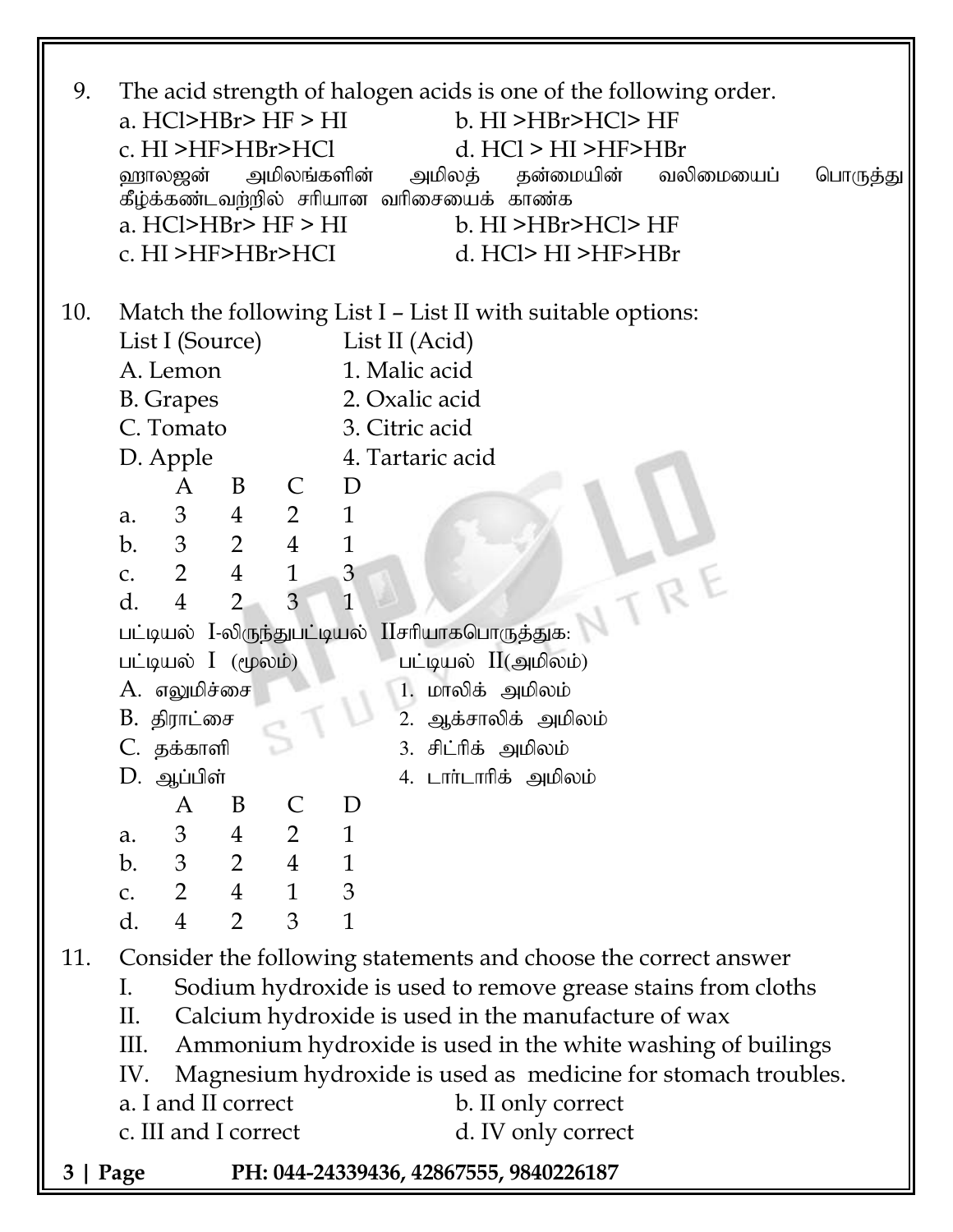9. The acid strength of halogen acids is one of the following order.

   a. HCl>HBr> HF > HI　　b. HI >HBr>HCl> HF

   c. HI >HF>HBr>HCl　　d. HCl > HI >HF>HBr

   ஹாலஜன் அமிலங்களின் அமிலத் தன்மையின் வலிமையைப் பொருத்து கீழ்க்கண்டவற்றில் சரியான வரிசையைக் காண்க

   a. HCl>HBr> HF > HI　　b. HI >HBr>HCl> HF

   c. HI >HF>HBr>HCl　　d. HCl> HI >HF>HBr

10. Match the following List I – List II with suitable options:

| List I (Source) | List II (Acid) |
|---|---|
| A. Lemon | 1. Malic acid |
| B. Grapes | 2. Oxalic acid |
| C. Tomato | 3. Citric acid |
| D. Apple | 4. Tartaric acid |

|  | A | B | C | D |
|---|---|---|---|---|
| a. | 3 | 4 | 2 | 1 |
| b. | 3 | 2 | 4 | 1 |
| c. | 2 | 4 | 1 | 3 |
| d. | 4 | 2 | 3 | 1 |

பட்டியல் I-லிருந்துபட்டியல் IIசரியாகபொருத்துக:

| பட்டியல் I (மூலம்) | பட்டியல் II(அமிலம்) |
|---|---|
| A. எலுமிச்சை | 1. மாலிக் அமிலம் |
| B. திராட்சை | 2. ஆக்சாலிக் அமிலம் |
| C. தக்காளி | 3. சிட்ரிக் அமிலம் |
| D. ஆப்பிள் | 4. டார்டாரிக் அமிலம் |

|  | A | B | C | D |
|---|---|---|---|---|
| a. | 3 | 4 | 2 | 1 |
| b. | 3 | 2 | 4 | 1 |
| c. | 2 | 4 | 1 | 3 |
| d. | 4 | 2 | 3 | 1 |

11. Consider the following statements and choose the correct answer

    I. Sodium hydroxide is used to remove grease stains from cloths

    II. Calcium hydroxide is used in the manufacture of wax

    III. Ammonium hydroxide is used in the white washing of builings

    IV. Magnesium hydroxide is used as medicine for stomach troubles.

    a. I and II correct　　b. II only correct

    c. III and I correct　　d. IV only correct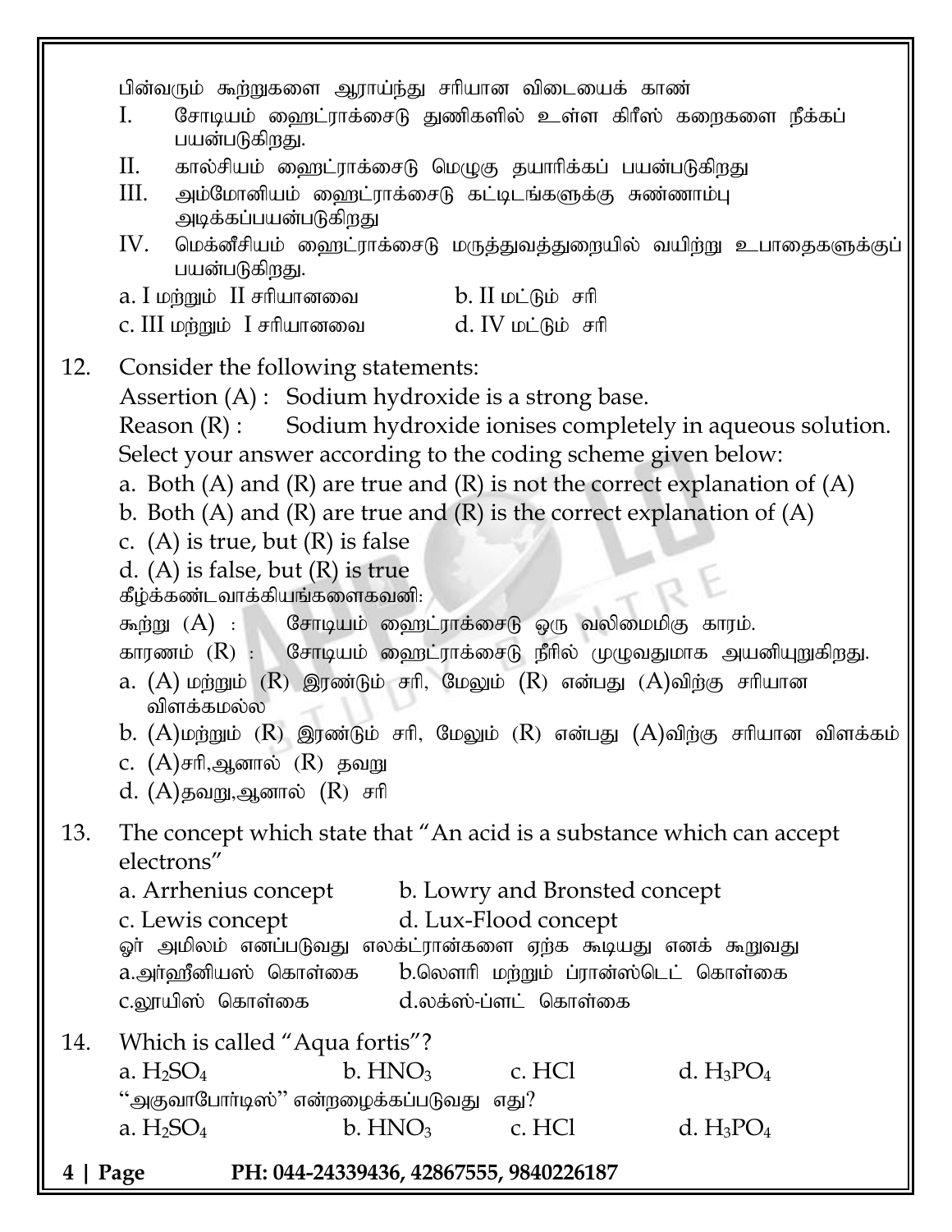பின்வரும் கூற்றுகளை ஆராய்ந்து சரியான விடையைக் காண்

I. சோடியம் ஹைட்ராக்சைடு துணிகளில் உள்ள கிரீஸ் கறைகளை நீக்கப் பயன்படுகிறது.

II. கால்சியம் ஹைட்ராக்சைடு மெழுகு தயாரிக்கப் பயன்படுகிறது

III. அம்மோனியம் ஹைட்ராக்சைடு கட்டிடங்களுக்கு சுண்ணாம்பு அடிக்கப்பயன்படுகிறது

IV. மெக்னீசியம் ஹைட்ராக்சைடு மருத்துவத்துறையில் வயிற்று உபாதைகளுக்குப் பயன்படுகிறது.

a. I மற்றும் II சரியானவை b. II மட்டும் சரி
c. III மற்றும் I சரியானவை d. IV மட்டும் சரி

12. Consider the following statements:

Assertion (A) : Sodium hydroxide is a strong base.

Reason (R) : Sodium hydroxide ionises completely in aqueous solution.

Select your answer according to the coding scheme given below:

a. Both (A) and (R) are true and (R) is not the correct explanation of (A)
b. Both (A) and (R) are true and (R) is the correct explanation of (A)
c. (A) is true, but (R) is false
d. (A) is false, but (R) is true

கீழ்க்கண்டவாக்கியங்களைகவனி:

கூற்று (A) : சோடியம் ஹைட்ராக்சைடு ஒரு வலிமைமிகு காரம்.

காரணம் (R) : சோடியம் ஹைட்ராக்சைடு நீரில் முழுவதுமாக அயனியுறுகிறது.

a. (A) மற்றும் (R) இரண்டும் சரி, மேலும் (R) என்பது (A)விற்கு சரியான விளக்கமல்ல
b. (A)மற்றும் (R) இரண்டும் சரி, மேலும் (R) என்பது (A)விற்கு சரியான விளக்கம்
c. (A)சரி,ஆனால் (R) தவறு
d. (A)தவறு,ஆனால் (R) சரி

13. The concept which state that "An acid is a substance which can accept electrons"

a. Arrhenius concept b. Lowry and Bronsted concept
c. Lewis concept d. Lux-Flood concept

ஓர் அமிலம் எனப்படுவது எலக்ட்ரான்களை ஏற்க கூடியது எனக் கூறுவது

a.அர்ஹீனியஸ் கொள்கை b.லௌரி மற்றும் ப்ரான்ஸ்டெட் கொள்கை
c.லூயிஸ் கொள்கை d.லக்ஸ்-ப்ளட் கொள்கை

14. Which is called "Aqua fortis"?

a. $H_2SO_4$ b. $HNO_3$ c. $HCl$ d. $H_3PO_4$

"அகுவாபோர்டிஸ்" என்றழைக்கப்படுவது எது?

a. $H_2SO_4$ b. $HNO_3$ c. $HCl$ d. $H_3PO_4$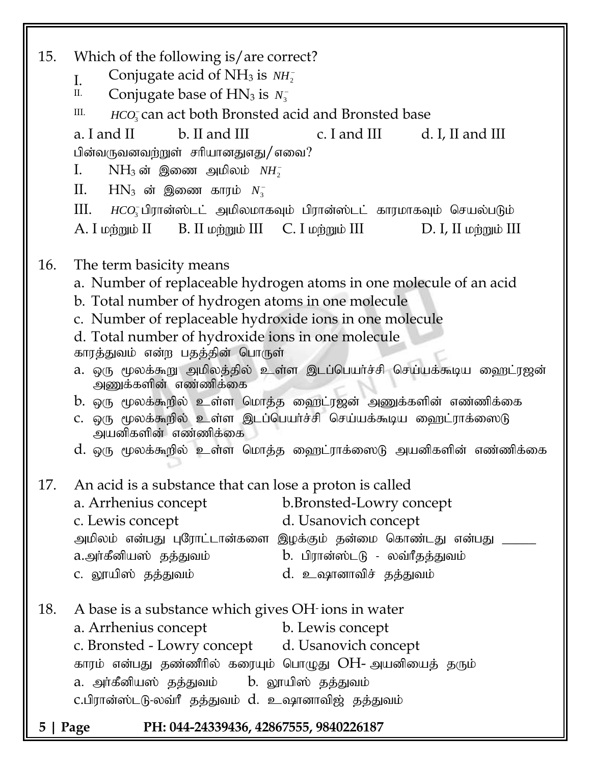15. Which of the following is/are correct?

    I. Conjugate acid of $NH_3$ is $NH_2^-$

    II. Conjugate base of $HN_3$ is $N_3^-$

    III. $HCO_3^-$ can act both Bronsted acid and Bronsted base

    a. I and II  b. II and III  c. I and III  d. I, II and III

    பின்வருவனவற்றுள் சரியானதுளது/எவை?

    I. $NH_3$ ன் இணை அமிலம் $NH_2^-$

    II. $HN_3$ ன் இணை காரம் $N_3^-$

    III. $HCO_3^-$ பிரான்ஸ்டட் அமிலமாகவும் பிரான்ஸ்டட் காரமாகவும் செயல்படும்

    A. I மற்றும் II  B. II மற்றும் III  C. I மற்றும் III  D. I, II மற்றும் III

16. The term basicity means

    a. Number of replaceable hydrogen atoms in one molecule of an acid

    b. Total number of hydrogen atoms in one molecule

    c. Number of replaceable hydroxide ions in one molecule

    d. Total number of hydroxide ions in one molecule

    காரத்துவம் என்ற பதத்தின் பொருள்

    a. ஒரு மூலக்கூறு அமிலத்தில் உள்ள இடப்பெயர்ச்சி செய்யக்கூடிய ஹைட்ரஜன் அணுக்களின் எண்ணிக்கை

    b. ஒரு மூலக்கூறில் உள்ள மொத்த ஹைட்ரஜன் அணுக்களின் எண்ணிக்கை

    c. ஒரு மூலக்கூறில் உள்ள இடப்பெயர்ச்சி செய்யக்கூடிய ஹைட்ராக்ஸைடு அயனிகளின் எண்ணிக்கை

    d. ஒரு மூலக்கூறில் உள்ள மொத்த ஹைட்ராக்ஸைடு அயனிகளின் எண்ணிக்கை

17. An acid is a substance that can lose a proton is called

    a. Arrhenius concept  b. Bronsted-Lowry concept

    c. Lewis concept  d. Usanovich concept

    அமிலம் என்பது புரோட்டான்களை இழக்கும் தன்மை கொண்டது என்பது ______

    a. அர்கீனியஸ் தத்துவம்  b. பிரான்ஸ்டடு - லவ்ரீதத்துவம்

    c. லூயிஸ் தத்துவம்  d. உஷானாவிச் தத்துவம்

18. A base is a substance which gives $OH^-$ ions in water

    a. Arrhenius concept  b. Lewis concept

    c. Bronsted - Lowry concept  d. Usanovich concept

    காரம் என்பது தண்ணீரில் கரையும் பொழுது $OH^-$ அயனியைத் தரும்

    a. அர்கீனியஸ் தத்துவம்  b. லூயிஸ் தத்துவம்

    c. பிரான்ஸ்டடு-லவ்ரீ தத்துவம்  d. உஷானாவிஜ் தத்துவம்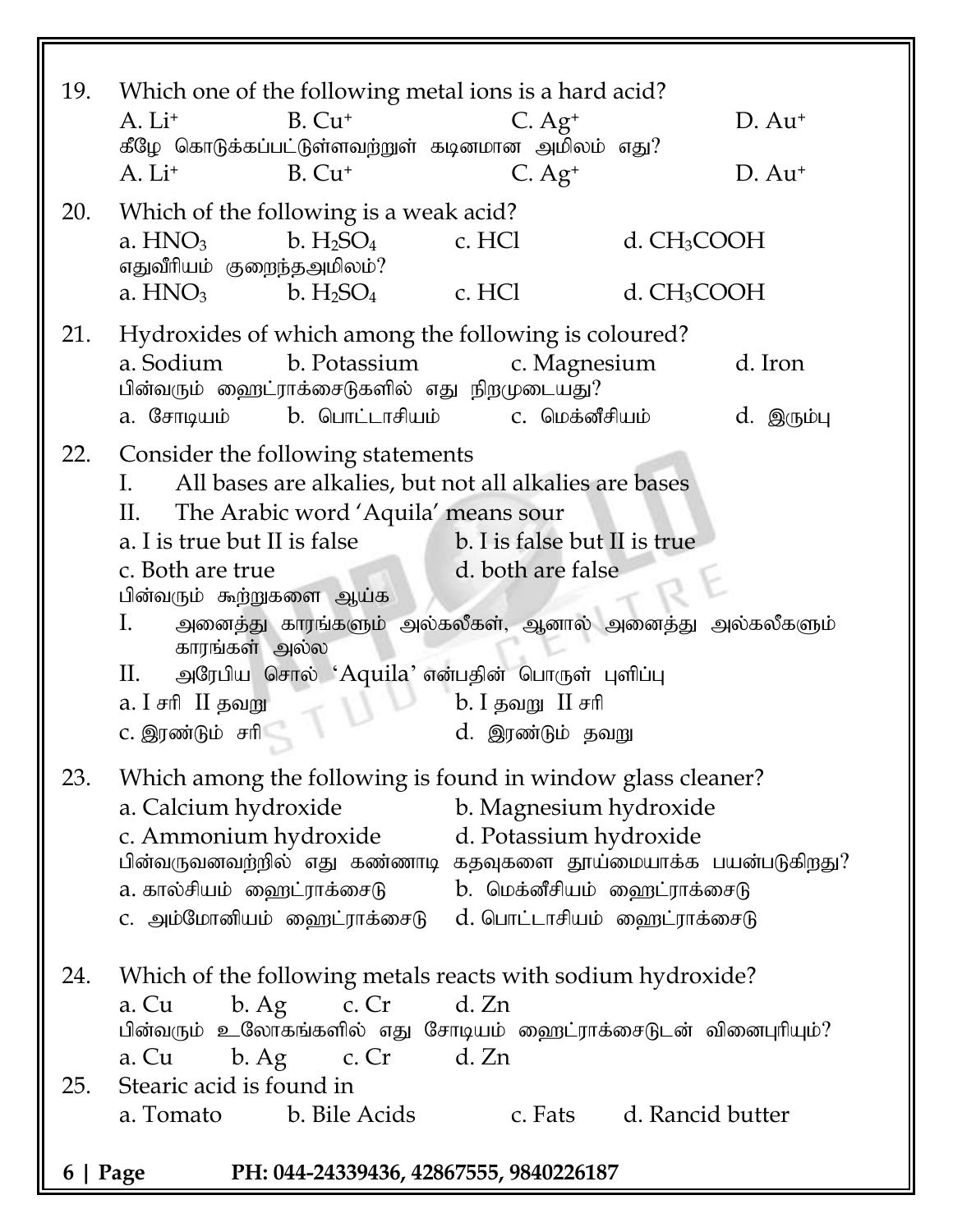19. Which one of the following metal ions is a hard acid?

A. $Li^+$  B. $Cu^+$  C. $Ag^+$  D. $Au^+$

கீழே கொடுக்கப்பட்டுள்ளவற்றுள் கடினமான அமிலம் எது?

A. $Li^+$  B. $Cu^+$  C. $Ag^+$  D. $Au^+$

20. Which of the following is a weak acid?

a. $HNO_3$  b. $H_2SO_4$  c. HCl  d. $CH_3COOH$

எதுவீரியம் குறைந்தஅமிலம்?

a. $HNO_3$  b. $H_2SO_4$  c. HCl  d. $CH_3COOH$

21. Hydroxides of which among the following is coloured?

a. Sodium  b. Potassium  c. Magnesium  d. Iron

பின்வரும் ஹைட்ராக்சைடுகளில் எது நிறமுடையது?

a. சோடியம்  b. பொட்டாசியம்  c. மெக்னீசியம்  d. இரும்பு

22. Consider the following statements

I. All bases are alkalies, but not all alkalies are bases

II. The Arabic word 'Aquila' means sour

a. I is true but II is false  b. I is false but II is true

c. Both are true  d. both are false

பின்வரும் கூற்றுகளை ஆய்க

I. அனைத்து காரங்களும் அல்கலீகள், ஆனால் அனைத்து அல்கலீகளும் காரங்கள் அல்ல

II. அரேபிய சொல் 'Aquila' என்பதின் பொருள் புளிப்பு

a. I சரி II தவறு  b. I தவறு II சரி

c. இரண்டும் சரி  d. இரண்டும் தவறு

23. Which among the following is found in window glass cleaner?

a. Calcium hydroxide  b. Magnesium hydroxide

c. Ammonium hydroxide  d. Potassium hydroxide

பின்வருவனவற்றில் எது கண்ணாடி கதவுகளை தூய்மையாக்க பயன்படுகிறது?

a. கால்சியம் ஹைட்ராக்சைடு  b. மெக்னீசியம் ஹைட்ராக்சைடு

c. அம்மோனியம் ஹைட்ராக்சைடு  d. பொட்டாசியம் ஹைட்ராக்சைடு

24. Which of the following metals reacts with sodium hydroxide?

a. Cu  b. Ag  c. Cr  d. Zn

பின்வரும் உலோகங்களில் எது சோடியம் ஹைட்ராக்சைடுடன் வினைபுரியும்?

a. Cu  b. Ag  c. Cr  d. Zn

25. Stearic acid is found in

a. Tomato  b. Bile Acids  c. Fats  d. Rancid butter

PH: 044-24339436, 42867555, 9840226187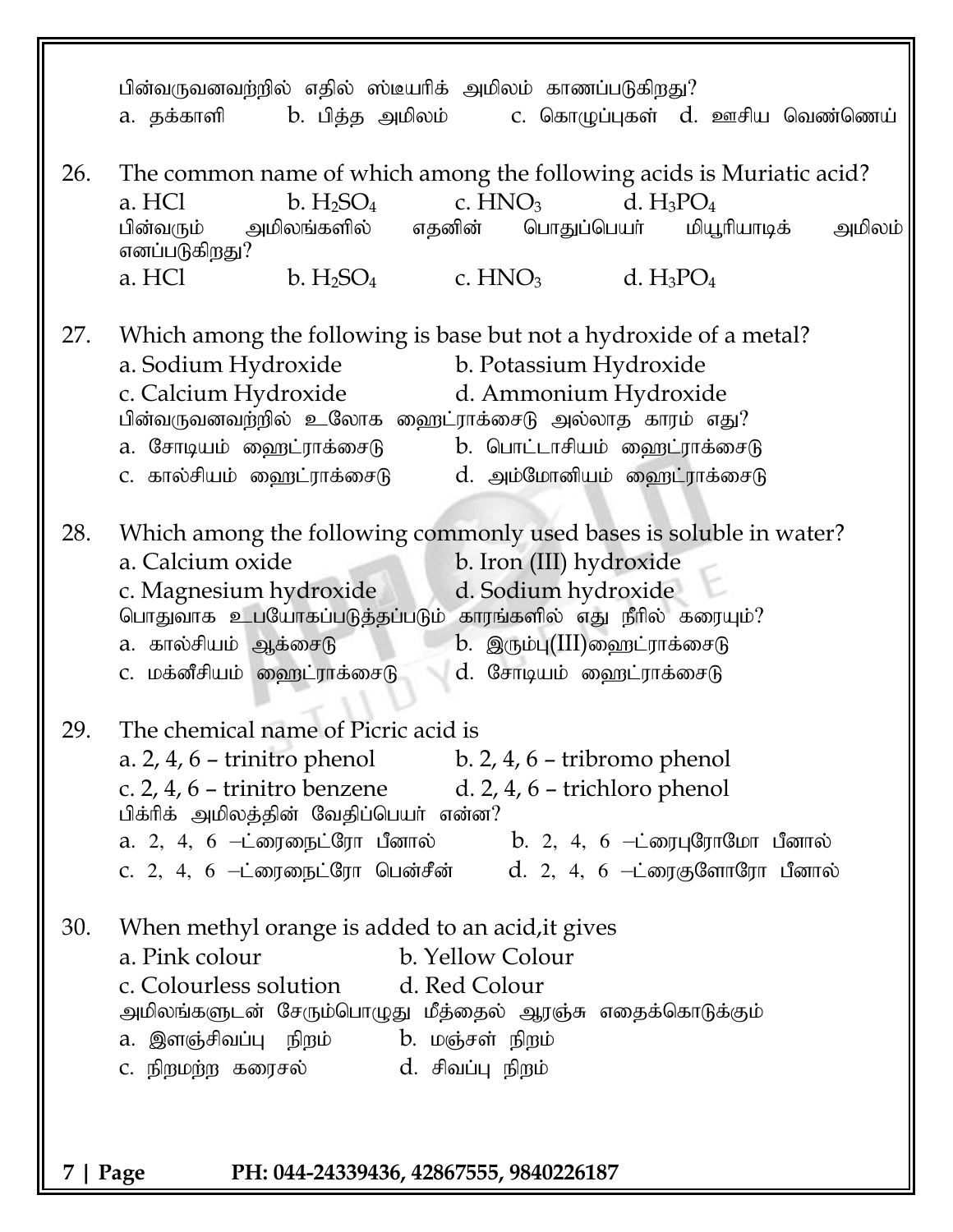பின்வருவனவற்றில் எதில் ஸ்டீயரிக் அமிலம் காணப்படுகிறது?

a. தக்காளி b. பித்த அமிலம் c. கொழுப்புகள் d. ஊசிய வெண்ணெய்

26. The common name of which among the following acids is Muriatic acid?

a. HCl b. $H_2SO_4$ c. $HNO_3$ d. $H_3PO_4$

பின்வரும் அமிலங்களில் எதனின் பொதுப்பெயர் மியூரியாடிக் அமிலம் எனப்படுகிறது?

a. HCl b. $H_2SO_4$ c. $HNO_3$ d. $H_3PO_4$

27. Which among the following is base but not a hydroxide of a metal?

a. Sodium Hydroxide b. Potassium Hydroxide
c. Calcium Hydroxide d. Ammonium Hydroxide

பின்வருவனவற்றில் உலோக ஹைட்ராக்சைடு அல்லாத காரம் எது?

a. சோடியம் ஹைட்ராக்சைடு b. பொட்டாசியம் ஹைட்ராக்சைடு
c. கால்சியம் ஹைட்ராக்சைடு d. அம்மோனியம் ஹைட்ராக்சைடு

28. Which among the following commonly used bases is soluble in water?

a. Calcium oxide b. Iron (III) hydroxide
c. Magnesium hydroxide d. Sodium hydroxide

பொதுவாக உபயோகப்படுத்தப்படும் காரங்களில் எது நீரில் கரையும்?

a. கால்சியம் ஆக்சைடு b. இரும்பு(III)ஹைட்ராக்சைடு
c. மக்னீசியம் ஹைட்ராக்சைடு d. சோடியம் ஹைட்ராக்சைடு

29. The chemical name of Picric acid is

a. 2, 4, 6 – trinitro phenol b. 2, 4, 6 – tribromo phenol
c. 2, 4, 6 – trinitro benzene d. 2, 4, 6 – trichloro phenol

பிக்ரிக் அமிலத்தின் வேதிப்பெயர் என்ன?

a. 2, 4, 6 –ட்ரைநைட்ரோ பீனால் b. 2, 4, 6 –ட்ரைபுரோமோ பீனால்
c. 2, 4, 6 –ட்ரைநைட்ரோ பென்சீன் d. 2, 4, 6 –ட்ரைகுளோரோ பீனால்

30. When methyl orange is added to an acid,it gives

a. Pink colour b. Yellow Colour
c. Colourless solution d. Red Colour

அமிலங்களுடன் சேரும்பொழுது மீத்தைல் ஆரஞ்சு எதைக்கொடுக்கும்

a. இளஞ்சிவப்பு நிறம் b. மஞ்சள் நிறம்
c. நிறமற்ற கரைசல் d. சிவப்பு நிறம்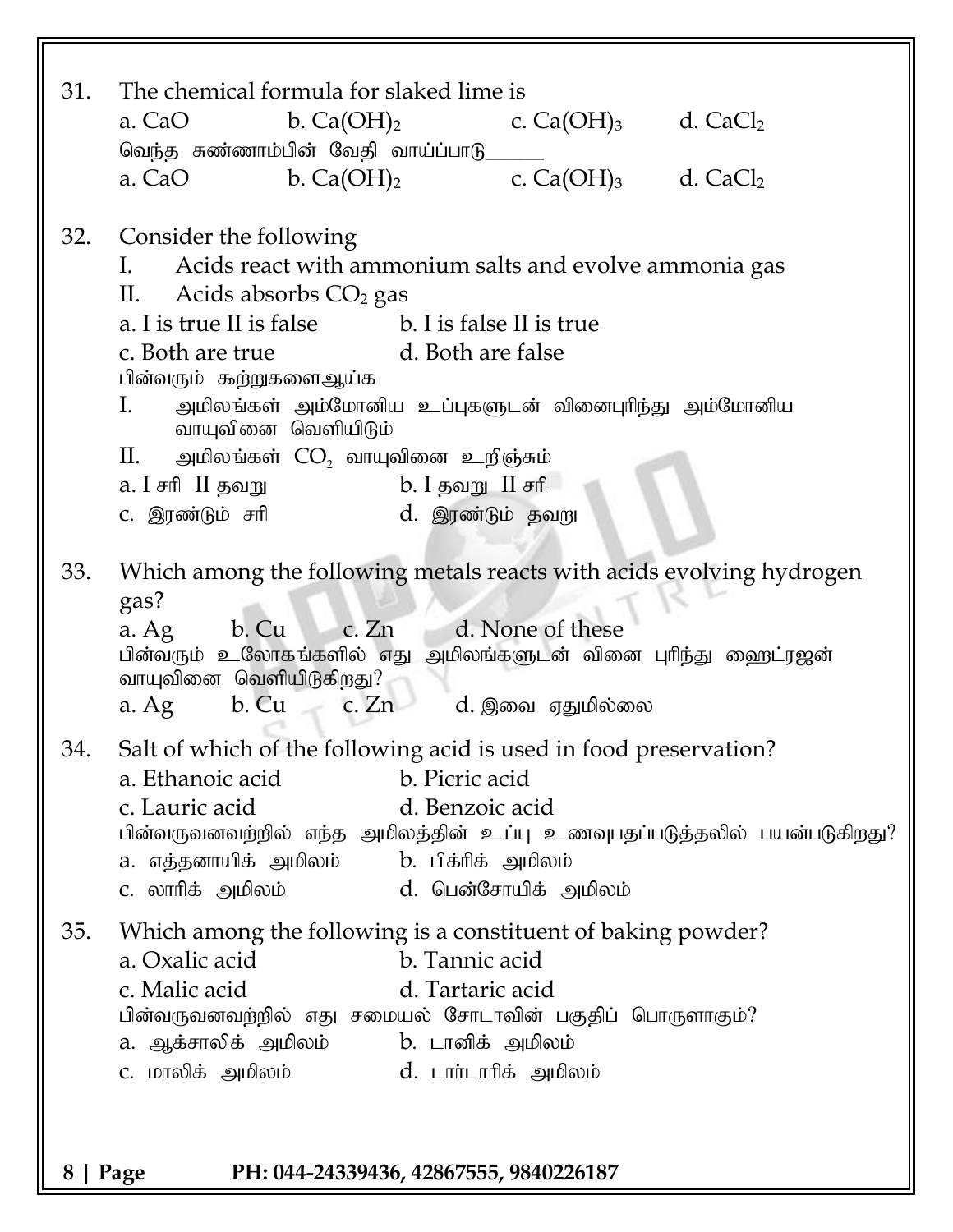31. The chemical formula for slaked lime is

a. $CaO$ b. $Ca(OH)_2$ c. $Ca(OH)_3$ d. $CaCl_2$

வெந்த சுண்ணாம்பின் வேதி வாய்ப்பாடு______

a. $CaO$ b. $Ca(OH)_2$ c. $Ca(OH)_3$ d. $CaCl_2$

32. Consider the following

I. Acids react with ammonium salts and evolve ammonia gas

II. Acids absorbs $CO_2$ gas

a. I is true II is false b. I is false II is true

c. Both are true d. Both are false

பின்வரும் கூற்றுகளைஆய்க

I. அமிலங்கள் அம்மோனிய உப்புகளுடன் வினைபுரிந்து அம்மோனிய வாயுவினை வெளியிடும்

II. அமிலங்கள் $CO_2$ வாயுவினை உறிஞ்சும்

a. I சரி II தவறு b. I தவறு II சரி

c. இரண்டும் சரி d. இரண்டும் தவறு

33. Which among the following metals reacts with acids evolving hydrogen gas?

a. Ag b. Cu c. Zn d. None of these

பின்வரும் உலோகங்களில் எது அமிலங்களுடன் வினை புரிந்து ஹைட்ரஜன் வாயுவினை வெளியிடுகிறது?

a. Ag b. Cu c. Zn d. இவை ஏதுமில்லை

34. Salt of which of the following acid is used in food preservation?

a. Ethanoic acid b. Picric acid

c. Lauric acid d. Benzoic acid

பின்வருவனவற்றில் எந்த அமிலத்தின் உப்பு உணவுபதப்படுத்தலில் பயன்படுகிறது?

a. எத்தனாயிக் அமிலம் b. பிக்ரிக் அமிலம்

c. லாரிக் அமிலம் d. பென்சோயிக் அமிலம்

35. Which among the following is a constituent of baking powder?

a. Oxalic acid b. Tannic acid

c. Malic acid d. Tartaric acid

பின்வருவனவற்றில் எது சமையல் சோடாவின் பகுதிப் பொருளாகும்?

a. ஆக்சாலிக் அமிலம் b. டானிக் அமிலம்

c. மாலிக் அமிலம் d. டார்டாரிக் அமிலம்

PH: 044-24339436, 42867555, 9840226187